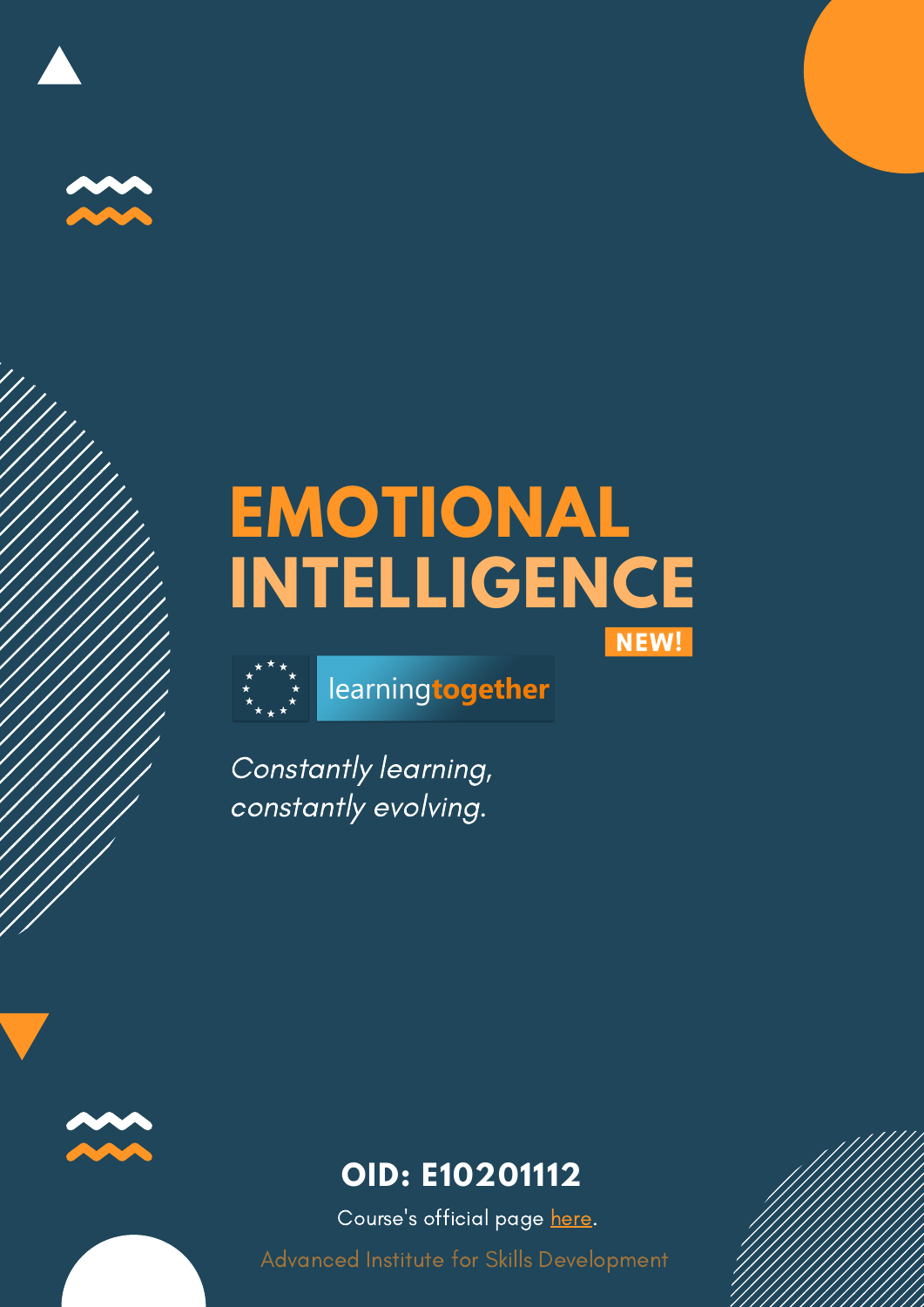# EMOTIONAL INTELLIGENCE

**NEW!**

learningtogether

*Constantly learning,*
*constantly evolving.*

**OID: E10201112**

Course's official page here.

Advanced Institute for Skills Development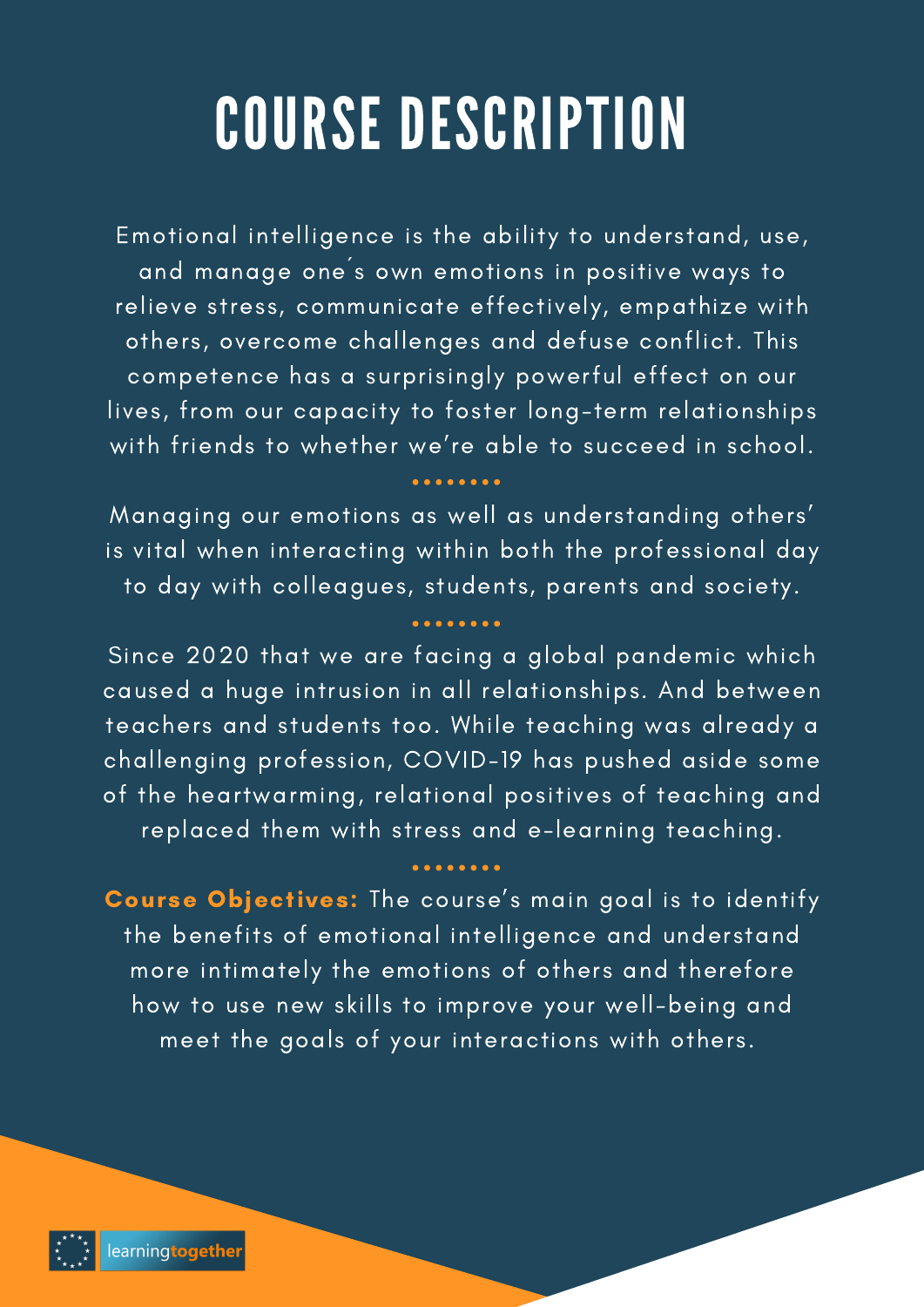# COURSE DESCRIPTION

Emotional intelligence is the ability to understand, use, and manage one´s own emotions in positive ways to relieve stress, communicate effectively, empathize with others, overcome challenges and defuse conflict. This competence has a surprisingly powerful effect on our lives, from our capacity to foster long-term relationships with friends to whether we're able to succeed in school.

Managing our emotions as well as understanding others' is vital when interacting within both the professional day to day with colleagues, students, parents and society.

Since 2020 that we are facing a global pandemic which caused a huge intrusion in all relationships. And between teachers and students too. While teaching was already a challenging profession, COVID-19 has pushed aside some of the heartwarming, relational positives of teaching and replaced them with stress and e-learning teaching.

**Course Objectives:** The course's main goal is to identify the benefits of emotional intelligence and understand more intimately the emotions of others and therefore how to use new skills to improve your well-being and meet the goals of your interactions with others.

learningtogether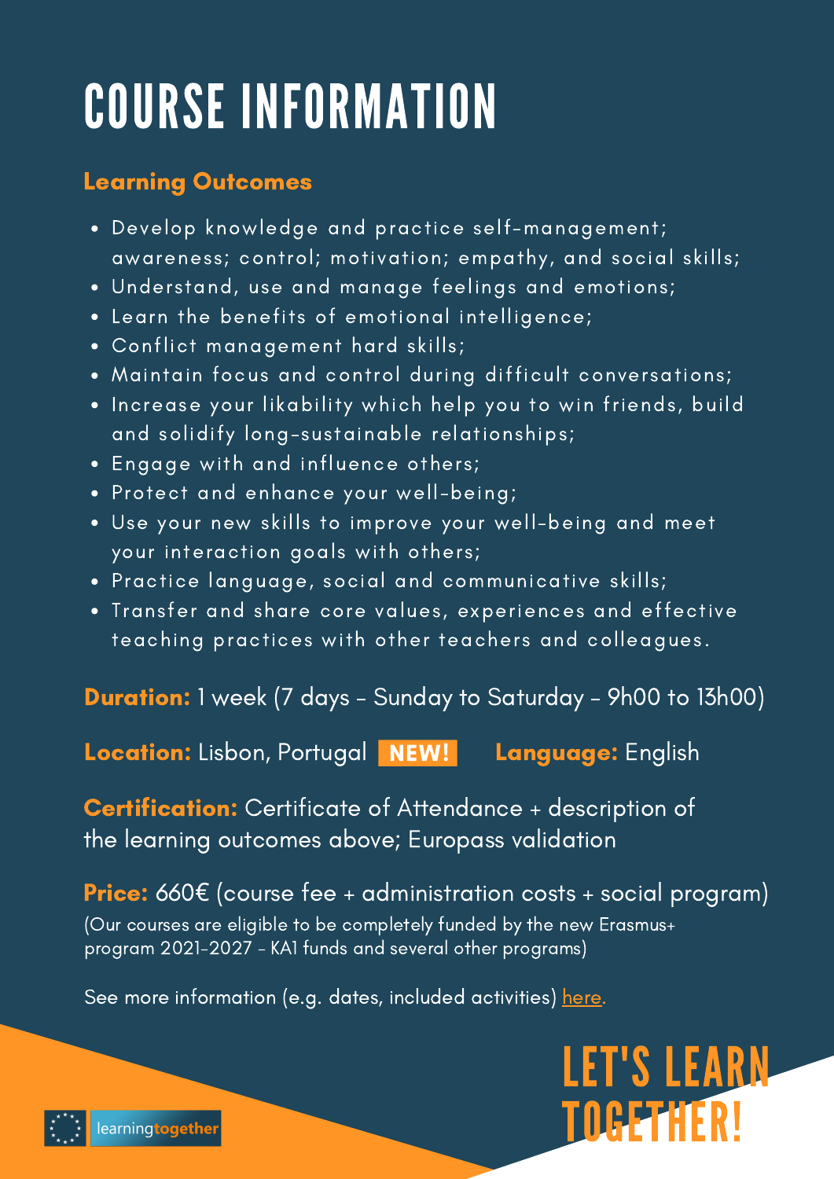# COURSE INFORMATION

## Learning Outcomes

- Develop knowledge and practice self-management; awareness; control; motivation; empathy, and social skills;
- Understand, use and manage feelings and emotions;
- Learn the benefits of emotional intelligence;
- Conflict management hard skills;
- Maintain focus and control during difficult conversations;
- Increase your likability which help you to win friends, build and solidify long-sustainable relationships;
- Engage with and influence others;
- Protect and enhance your well-being;
- Use your new skills to improve your well-being and meet your interaction goals with others;
- Practice language, social and communicative skills;
- Transfer and share core values, experiences and effective teaching practices with other teachers and colleagues.

**Duration:** 1 week (7 days - Sunday to Saturday - 9h00 to 13h00)

**Location:** Lisbon, Portugal **NEW!** **Language:** English

**Certification:** Certificate of Attendance + description of the learning outcomes above; Europass validation

**Price:** 660€ (course fee + administration costs + social program)
(Our courses are eligible to be completely funded by the new Erasmus+ program 2021-2027 - KA1 funds and several other programs)

See more information (e.g. dates, included activities) here.

LET'S LEARN TOGETHER!

learningtogether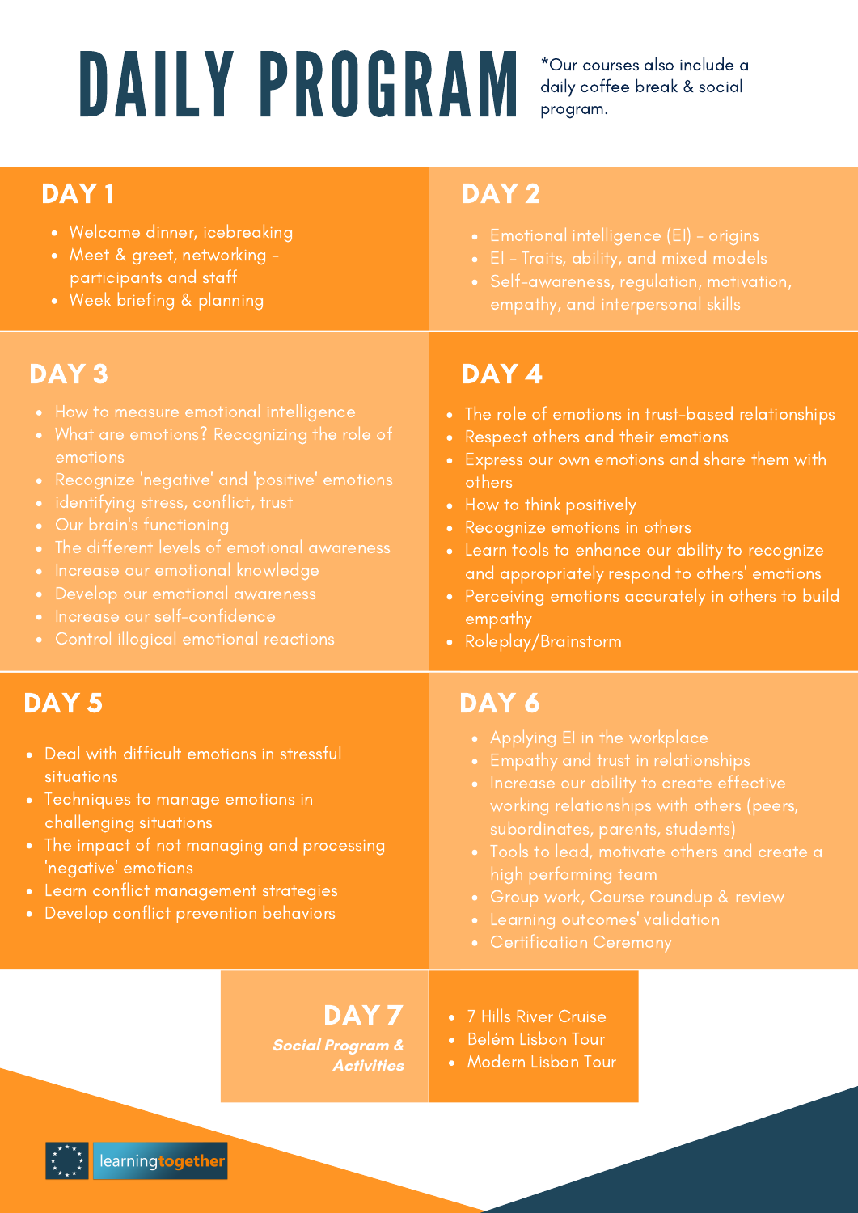# DAILY PROGRAM

*Our courses also include a daily coffee break & social program.

## DAY 1

- Welcome dinner, icebreaking
- Meet & greet, networking - participants and staff
- Week briefing & planning

## DAY 2

- Emotional intelligence (EI) - origins
- EI - Traits, ability, and mixed models
- Self-awareness, regulation, motivation, empathy, and interpersonal skills

## DAY 3

- How to measure emotional intelligence
- What are emotions? Recognizing the role of emotions
- Recognize 'negative' and 'positive' emotions
- identifying stress, conflict, trust
- Our brain's functioning
- The different levels of emotional awareness
- Increase our emotional knowledge
- Develop our emotional awareness
- Increase our self-confidence
- Control illogical emotional reactions

## DAY 4

- The role of emotions in trust-based relationships
- Respect others and their emotions
- Express our own emotions and share them with others
- How to think positively
- Recognize emotions in others
- Learn tools to enhance our ability to recognize and appropriately respond to others' emotions
- Perceiving emotions accurately in others to build empathy
- Roleplay/Brainstorm

## DAY 5

- Deal with difficult emotions in stressful situations
- Techniques to manage emotions in challenging situations
- The impact of not managing and processing 'negative' emotions
- Learn conflict management strategies
- Develop conflict prevention behaviors

## DAY 6

- Applying EI in the workplace
- Empathy and trust in relationships
- Increase our ability to create effective working relationships with others (peers, subordinates, parents, students)
- Tools to lead, motivate others and create a high performing team
- Group work, Course roundup & review
- Learning outcomes' validation
- Certification Ceremony

## DAY 7

***Social Program & Activities***

- 7 Hills River Cruise
- Belém Lisbon Tour
- Modern Lisbon Tour

learningtogether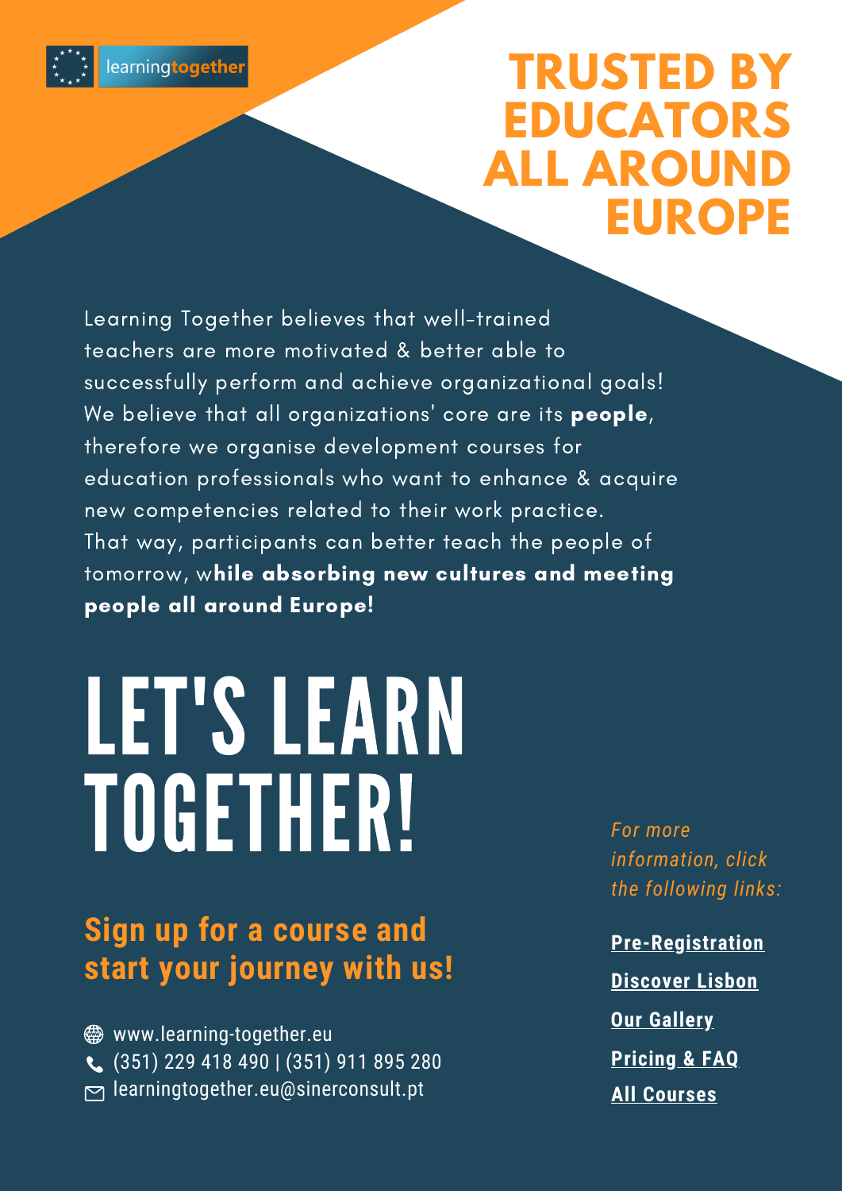learningtogether

# TRUSTED BY EDUCATORS ALL AROUND EUROPE

Learning Together believes that well-trained teachers are more motivated & better able to successfully perform and achieve organizational goals! We believe that all organizations' core are its **people**, therefore we organise development courses for education professionals who want to enhance & acquire new competencies related to their work practice. That way, participants can better teach the people of tomorrow, w**hile absorbing new cultures and meeting people all around Europe!**

# LET'S LEARN TOGETHER!

## Sign up for a course and start your journey with us!

www.learning-together.eu
(351) 229 418 490 | (351) 911 895 280
learningtogether.eu@sinerconsult.pt

*For more information, click the following links:*

**Pre-Registration**

**Discover Lisbon**

**Our Gallery**

**Pricing & FAQ**

**All Courses**